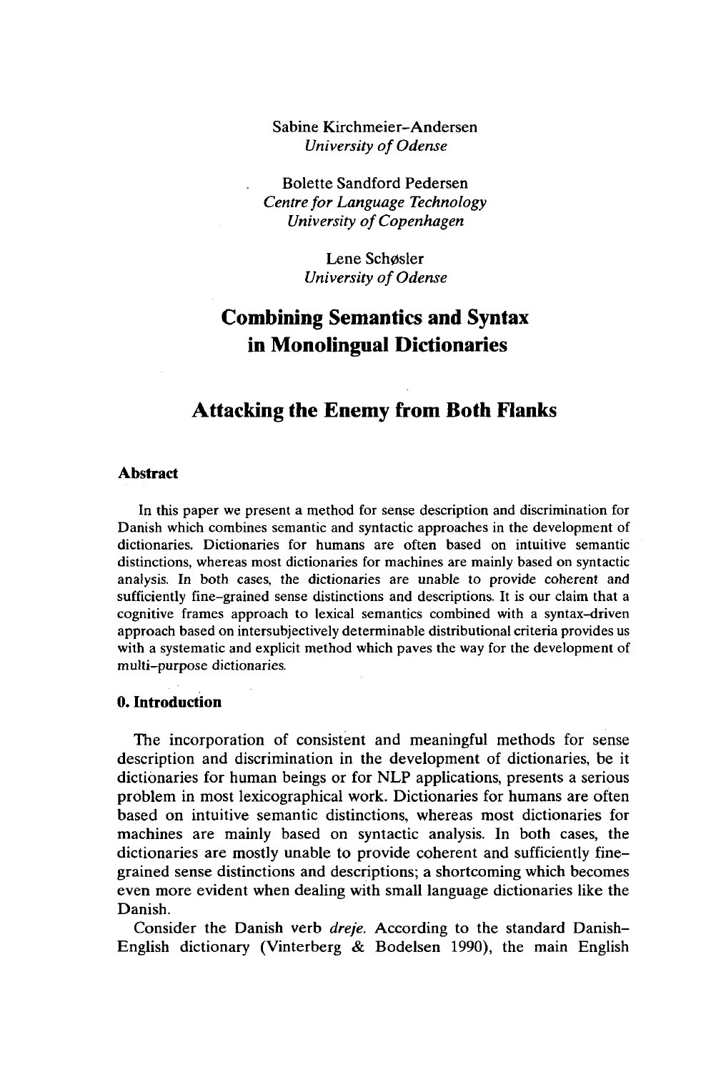Sabine Kirchmeier-Andersen
*University of Odense*

Bolette Sandford Pedersen
*Centre for Language Technology*
*University of Copenhagen*

Lene Schøsler
*University of Odense*

# Combining Semantics and Syntax in Monolingual Dictionaries

## Attacking the Enemy from Both Flanks

### Abstract

In this paper we present a method for sense description and discrimination for Danish which combines semantic and syntactic approaches in the development of dictionaries. Dictionaries for humans are often based on intuitive semantic distinctions, whereas most dictionaries for machines are mainly based on syntactic analysis. In both cases, the dictionaries are unable to provide coherent and sufficiently fine-grained sense distinctions and descriptions. It is our claim that a cognitive frames approach to lexical semantics combined with a syntax-driven approach based on intersubjectively determinable distributional criteria provides us with a systematic and explicit method which paves the way for the development of multi-purpose dictionaries.

### 0. Introduction

The incorporation of consistent and meaningful methods for sense description and discrimination in the development of dictionaries, be it dictionaries for human beings or for NLP applications, presents a serious problem in most lexicographical work. Dictionaries for humans are often based on intuitive semantic distinctions, whereas most dictionaries for machines are mainly based on syntactic analysis. In both cases, the dictionaries are mostly unable to provide coherent and sufficiently fine-grained sense distinctions and descriptions; a shortcoming which becomes even more evident when dealing with small language dictionaries like the Danish.

Consider the Danish verb *dreje*. According to the standard Danish-English dictionary (Vinterberg & Bodelsen 1990), the main English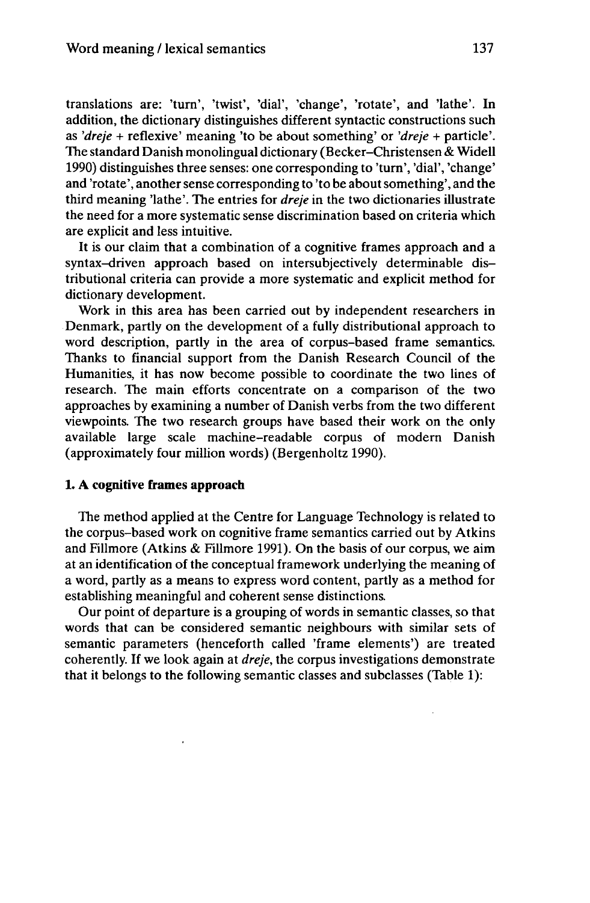translations are: 'turn', 'twist', 'dial', 'change', 'rotate', and 'lathe'. In addition, the dictionary distinguishes different syntactic constructions such as '*dreje* + reflexive' meaning 'to be about something' or '*dreje* + particle'. The standard Danish monolingual dictionary (Becker–Christensen & Widell 1990) distinguishes three senses: one corresponding to 'turn', 'dial', 'change' and 'rotate', another sense corresponding to 'to be about something', and the third meaning 'lathe'. The entries for *dreje* in the two dictionaries illustrate the need for a more systematic sense discrimination based on criteria which are explicit and less intuitive.

It is our claim that a combination of a cognitive frames approach and a syntax–driven approach based on intersubjectively determinable distributional criteria can provide a more systematic and explicit method for dictionary development.

Work in this area has been carried out by independent researchers in Denmark, partly on the development of a fully distributional approach to word description, partly in the area of corpus–based frame semantics. Thanks to financial support from the Danish Research Council of the Humanities, it has now become possible to coordinate the two lines of research. The main efforts concentrate on a comparison of the two approaches by examining a number of Danish verbs from the two different viewpoints. The two research groups have based their work on the only available large scale machine–readable corpus of modern Danish (approximately four million words) (Bergenholtz 1990).

## 1. A cognitive frames approach

The method applied at the Centre for Language Technology is related to the corpus–based work on cognitive frame semantics carried out by Atkins and Fillmore (Atkins & Fillmore 1991). On the basis of our corpus, we aim at an identification of the conceptual framework underlying the meaning of a word, partly as a means to express word content, partly as a method for establishing meaningful and coherent sense distinctions.

Our point of departure is a grouping of words in semantic classes, so that words that can be considered semantic neighbours with similar sets of semantic parameters (henceforth called 'frame elements') are treated coherently. If we look again at *dreje*, the corpus investigations demonstrate that it belongs to the following semantic classes and subclasses (Table 1):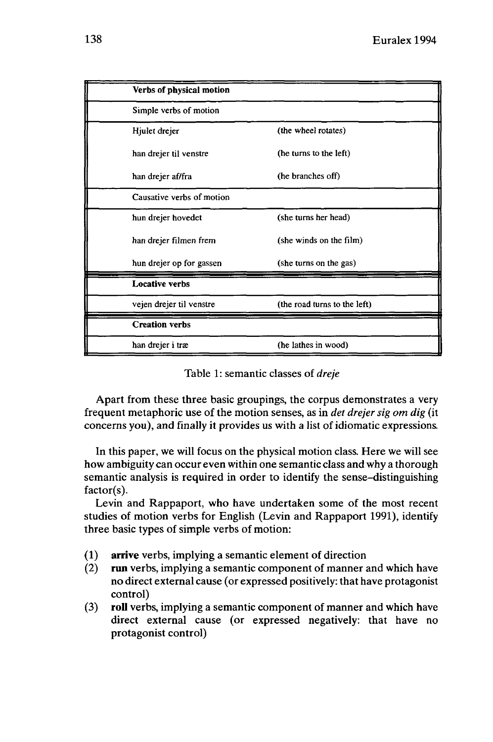| | |
|---|---|
| **Verbs of physical motion** | |
| Simple verbs of motion | |
| Hjulet drejer | (the wheel rotates) |
| han drejer til venstre | (he turns to the left) |
| han drejer af/fra | (he branches off) |
| Causative verbs of motion | |
| hun drejer hovedet | (she turns her head) |
| han drejer filmen frem | (she winds on the film) |
| hun drejer op for gassen | (she turns on the gas) |
| **Locative verbs** | |
| vejen drejer til venstre | (the road turns to the left) |
| **Creation verbs** | |
| han drejer i træ | (he lathes in wood) |

Table 1: semantic classes of *dreje*

Apart from these three basic groupings, the corpus demonstrates a very frequent metaphoric use of the motion senses, as in *det drejer sig om dig* (it concerns you), and finally it provides us with a list of idiomatic expressions.

In this paper, we will focus on the physical motion class. Here we will see how ambiguity can occur even within one semantic class and why a thorough semantic analysis is required in order to identify the sense–distinguishing factor(s).

Levin and Rappaport, who have undertaken some of the most recent studies of motion verbs for English (Levin and Rappaport 1991), identify three basic types of simple verbs of motion:

(1) **arrive** verbs, implying a semantic element of direction
(2) **run** verbs, implying a semantic component of manner and which have no direct external cause (or expressed positively: that have protagonist control)
(3) **roll** verbs, implying a semantic component of manner and which have direct external cause (or expressed negatively: that have no protagonist control)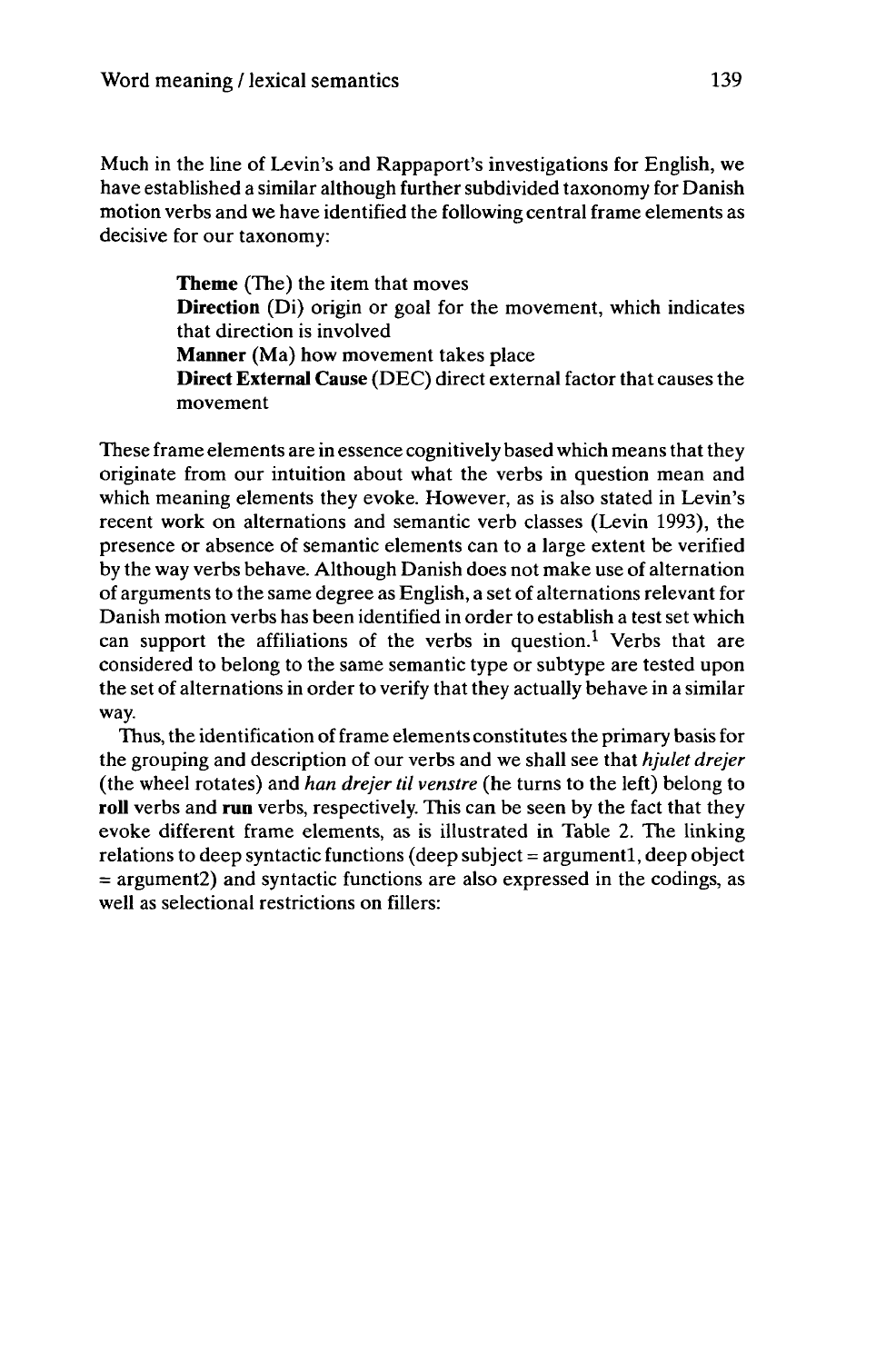Much in the line of Levin's and Rappaport's investigations for English, we have established a similar although further subdivided taxonomy for Danish motion verbs and we have identified the following central frame elements as decisive for our taxonomy:

> **Theme** (The) the item that moves
> **Direction** (Di) origin or goal for the movement, which indicates that direction is involved
> **Manner** (Ma) how movement takes place
> **Direct External Cause** (DEC) direct external factor that causes the movement

These frame elements are in essence cognitively based which means that they originate from our intuition about what the verbs in question mean and which meaning elements they evoke. However, as is also stated in Levin's recent work on alternations and semantic verb classes (Levin 1993), the presence or absence of semantic elements can to a large extent be verified by the way verbs behave. Although Danish does not make use of alternation of arguments to the same degree as English, a set of alternations relevant for Danish motion verbs has been identified in order to establish a test set which can support the affiliations of the verbs in question.[1] Verbs that are considered to belong to the same semantic type or subtype are tested upon the set of alternations in order to verify that they actually behave in a similar way.

Thus, the identification of frame elements constitutes the primary basis for the grouping and description of our verbs and we shall see that *hjulet drejer* (the wheel rotates) and *han drejer til venstre* (he turns to the left) belong to **roll** verbs and **run** verbs, respectively. This can be seen by the fact that they evoke different frame elements, as is illustrated in Table 2. The linking relations to deep syntactic functions (deep subject = argument1, deep object = argument2) and syntactic functions are also expressed in the codings, as well as selectional restrictions on fillers: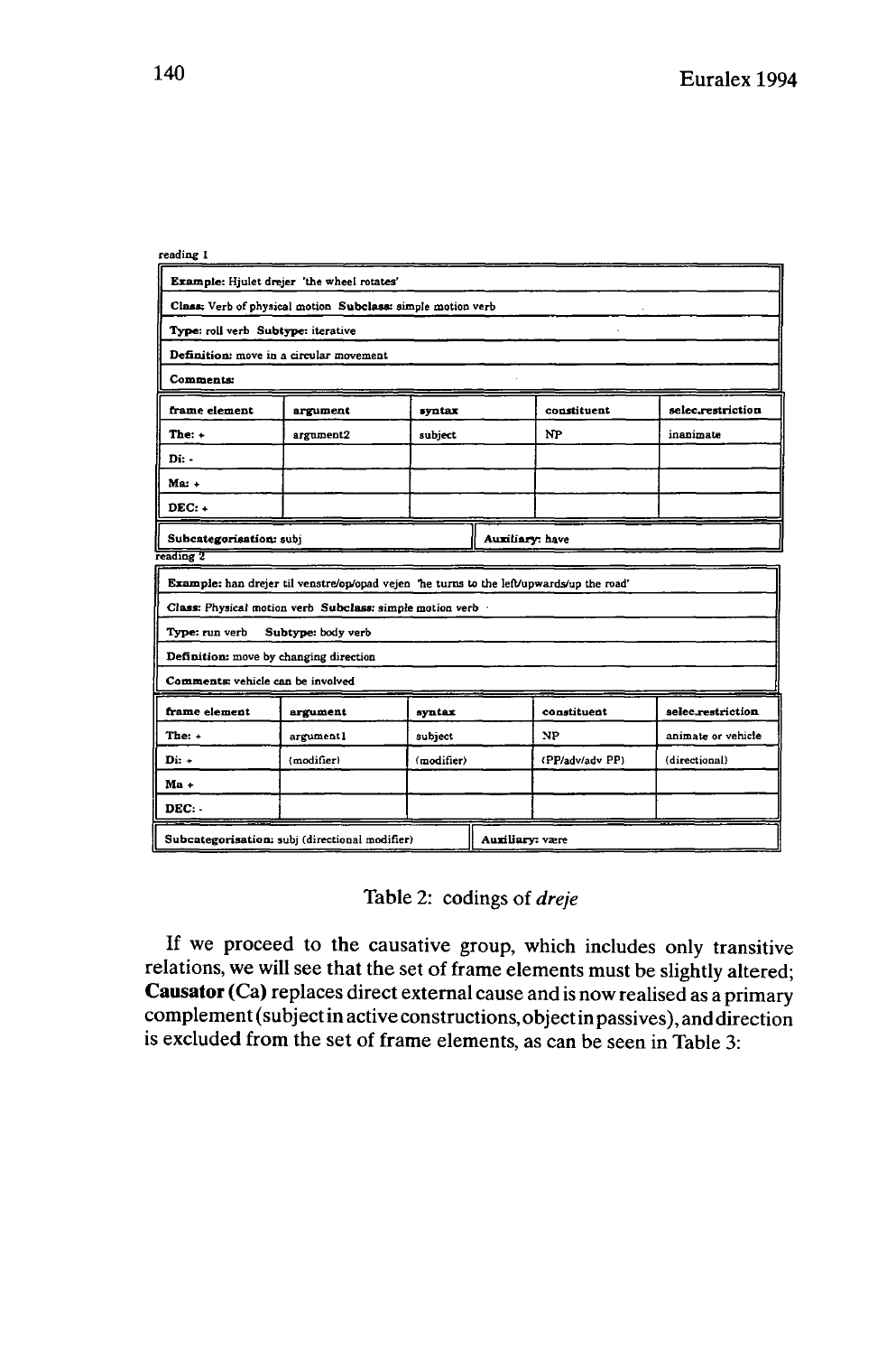reading 1

| | | | | |
|---|---|---|---|---|
| **Example:** Hjulet drejer 'the wheel rotates' | | | | |
| **Class:** Verb of physical motion **Subclass:** simple motion verb | | | | |
| **Type:** roll verb **Subtype:** iterative | | | | |
| **Definition:** move in a circular movement | | | | |
| **Comments:** | | | | |
| **frame element** | **argument** | **syntax** | **constituent** | **selec.restriction** |
| **The:** + | argument2 | subject | NP | inanimate |
| **Di:** - | | | | |
| **Ma:** + | | | | |
| **DEC:** + | | | | |
| **Subcategorisation:** subj | | | **Auxiliary:** have | |

reading 2

| | | | | |
|---|---|---|---|---|
| **Example:** han drejer til venstre/op/opad vejen 'he turns to the left/upwards/up the road' | | | | |
| **Class:** Physical motion verb **Subclass:** simple motion verb | | | | |
| **Type:** run verb **Subtype:** body verb | | | | |
| **Definition:** move by changing direction | | | | |
| **Comments:** vehicle can be involved | | | | |
| **frame element** | **argument** | **syntax** | **constituent** | **selec.restriction** |
| **The:** + | argument1 | subject | NP | animate or vehicle |
| **Di:** + | (modifier) | (modifier) | (PP/adv/adv PP) | (directional) |
| **Ma** + | | | | |
| **DEC:** - | | | | |
| **Subcategorisation:** subj (directional modifier) | | | **Auxiliary:** være | |

Table 2: codings of *dreje*

If we proceed to the causative group, which includes only transitive relations, we will see that the set of frame elements must be slightly altered; **Causator (Ca)** replaces direct external cause and is now realised as a primary complement (subject in active constructions, object in passives), and direction is excluded from the set of frame elements, as can be seen in Table 3: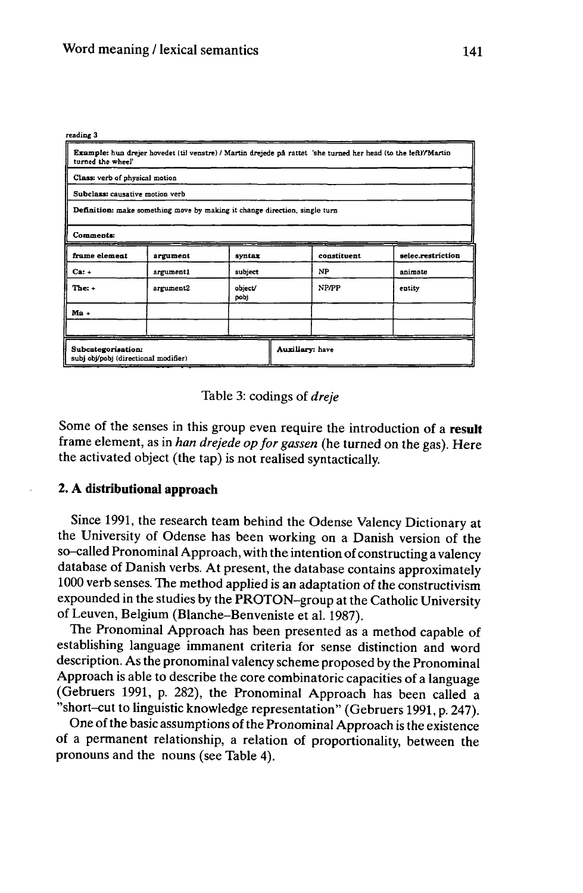reading 3

| | | | | |
|---|---|---|---|---|
| **Example:** hun drejer hovedet (til venstre) / Martin drejede på rattet 'she turned her head (to the left)'/'Martin turned the wheel' | | | | |
| **Class:** verb of physical motion | | | | |
| **Subclass:** causative motion verb | | | | |
| **Definition:** make something move by making it change direction, single turn | | | | |
| **Comments:** | | | | |
| **frame element** | **argument** | **syntax** | **constituent** | **selec.restriction** |
| **Ca:** + | argument1 | subject | NP | animate |
| **The:** + | argument2 | object/ pobj | NP/PP | entity |
| **Ma** + | | | | |
| | | | | |
| **Subcategorisation:** subj obj/pobj (directional modifier) | | | **Auxiliary:** have | |

Table 3: codings of *dreje*

Some of the senses in this group even require the introduction of a **result** frame element, as in *han drejede op for gassen* (he turned on the gas). Here the activated object (the tap) is not realised syntactically.

## 2. A distributional approach

Since 1991, the research team behind the Odense Valency Dictionary at the University of Odense has been working on a Danish version of the so–called Pronominal Approach, with the intention of constructing a valency database of Danish verbs. At present, the database contains approximately 1000 verb senses. The method applied is an adaptation of the constructivism expounded in the studies by the PROTON–group at the Catholic University of Leuven, Belgium (Blanche–Benveniste et al. 1987).

The Pronominal Approach has been presented as a method capable of establishing language immanent criteria for sense distinction and word description. As the pronominal valency scheme proposed by the Pronominal Approach is able to describe the core combinatoric capacities of a language (Gebruers 1991, p. 282), the Pronominal Approach has been called a "short–cut to linguistic knowledge representation" (Gebruers 1991, p. 247).

One of the basic assumptions of the Pronominal Approach is the existence of a permanent relationship, a relation of proportionality, between the pronouns and the nouns (see Table 4).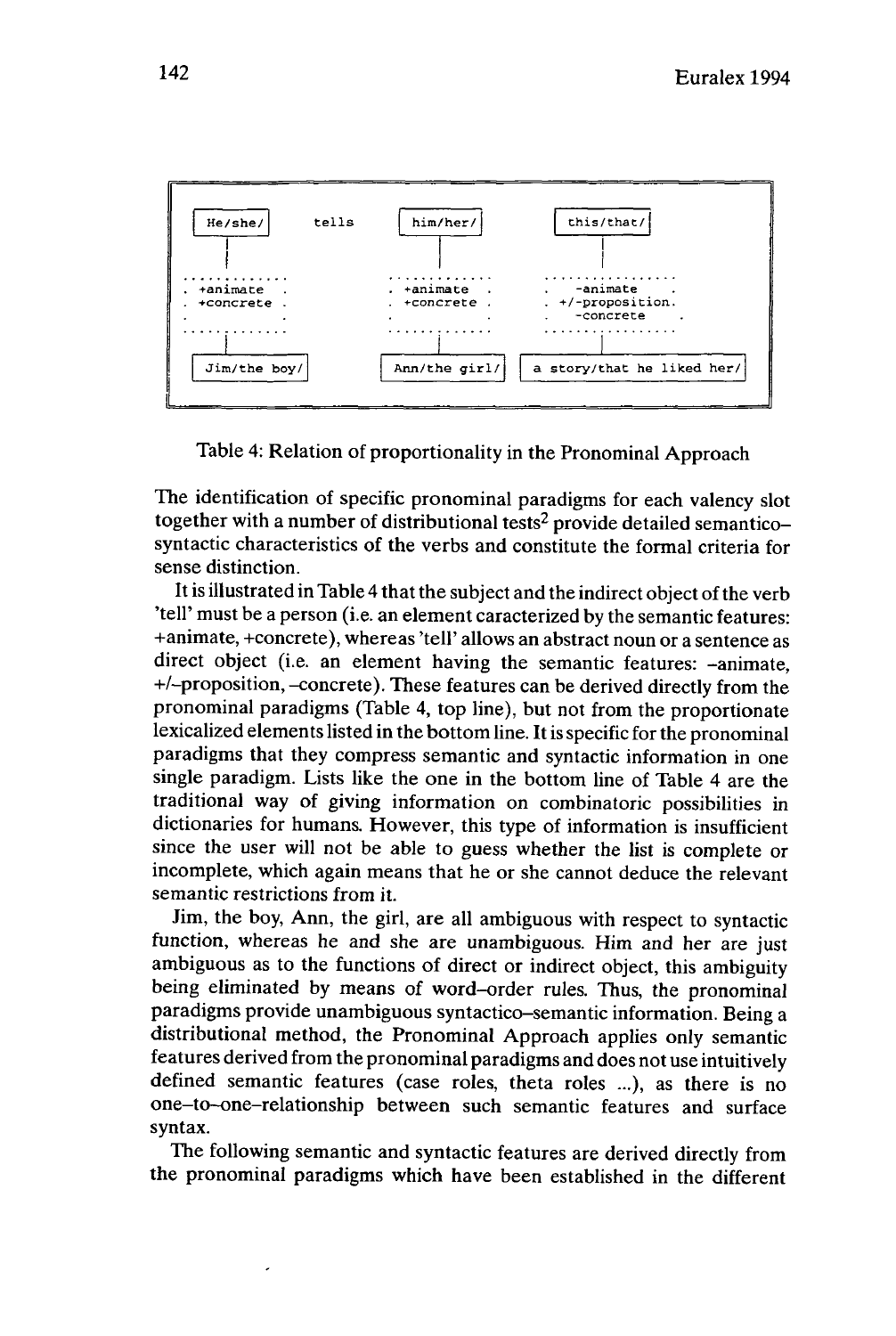| He/she/ | tells | him/her/ | this/that/ |
|---|---|---|---|
| +animate<br>+concrete | | +animate<br>+concrete | -animate<br>+/-proposition.<br>-concrete |
| Jim/the boy/ | | Ann/the girl/ | a story/that he liked her/ |

Table 4: Relation of proportionality in the Pronominal Approach

The identification of specific pronominal paradigms for each valency slot together with a number of distributional tests[2] provide detailed semantico–syntactic characteristics of the verbs and constitute the formal criteria for sense distinction.

It is illustrated in Table 4 that the subject and the indirect object of the verb 'tell' must be a person (i.e. an element caracterized by the semantic features: +animate, +concrete), whereas 'tell' allows an abstract noun or a sentence as direct object (i.e. an element having the semantic features: –animate, +/–proposition, –concrete). These features can be derived directly from the pronominal paradigms (Table 4, top line), but not from the proportionate lexicalized elements listed in the bottom line. It is specific for the pronominal paradigms that they compress semantic and syntactic information in one single paradigm. Lists like the one in the bottom line of Table 4 are the traditional way of giving information on combinatoric possibilities in dictionaries for humans. However, this type of information is insufficient since the user will not be able to guess whether the list is complete or incomplete, which again means that he or she cannot deduce the relevant semantic restrictions from it.

Jim, the boy, Ann, the girl, are all ambiguous with respect to syntactic function, whereas he and she are unambiguous. Him and her are just ambiguous as to the functions of direct or indirect object, this ambiguity being eliminated by means of word–order rules. Thus, the pronominal paradigms provide unambiguous syntactico–semantic information. Being a distributional method, the Pronominal Approach applies only semantic features derived from the pronominal paradigms and does not use intuitively defined semantic features (case roles, theta roles ...), as there is no one–to–one–relationship between such semantic features and surface syntax.

The following semantic and syntactic features are derived directly from the pronominal paradigms which have been established in the different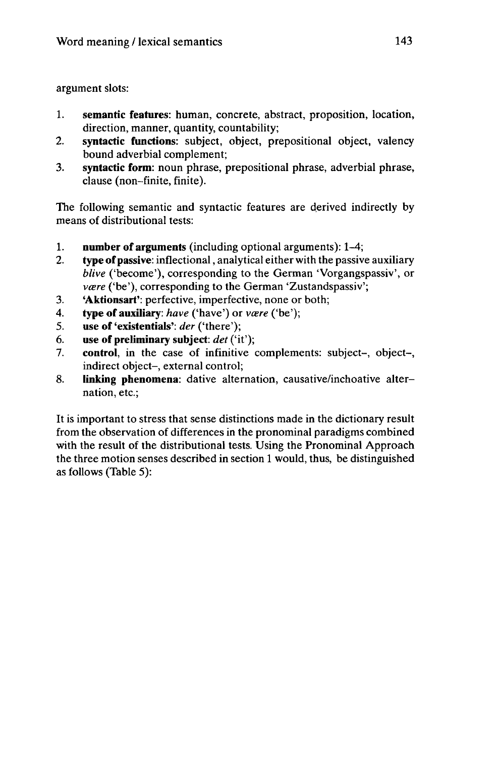argument slots:

1. **semantic features**: human, concrete, abstract, proposition, location, direction, manner, quantity, countability;
2. **syntactic functions**: subject, object, prepositional object, valency bound adverbial complement;
3. **syntactic form**: noun phrase, prepositional phrase, adverbial phrase, clause (non-finite, finite).

The following semantic and syntactic features are derived indirectly by means of distributional tests:

1. **number of arguments** (including optional arguments): 1–4;
2. **type of passive**: inflectional, analytical either with the passive auxiliary *blive* ('become'), corresponding to the German 'Vorgangspassiv', or *være* ('be'), corresponding to the German 'Zustandspassiv';
3. **'Aktionsart'**: perfective, imperfective, none or both;
4. **type of auxiliary**: *have* ('have') or *være* ('be');
5. **use of 'existentials'**: *der* ('there');
6. **use of preliminary subject**: *det* ('it');
7. **control**, in the case of infinitive complements: subject–, object–, indirect object–, external control;
8. **linking phenomena**: dative alternation, causative/inchoative alternation, etc.;

It is important to stress that sense distinctions made in the dictionary result from the observation of differences in the pronominal paradigms combined with the result of the distributional tests. Using the Pronominal Approach the three motion senses described in section 1 would, thus, be distinguished as follows (Table 5):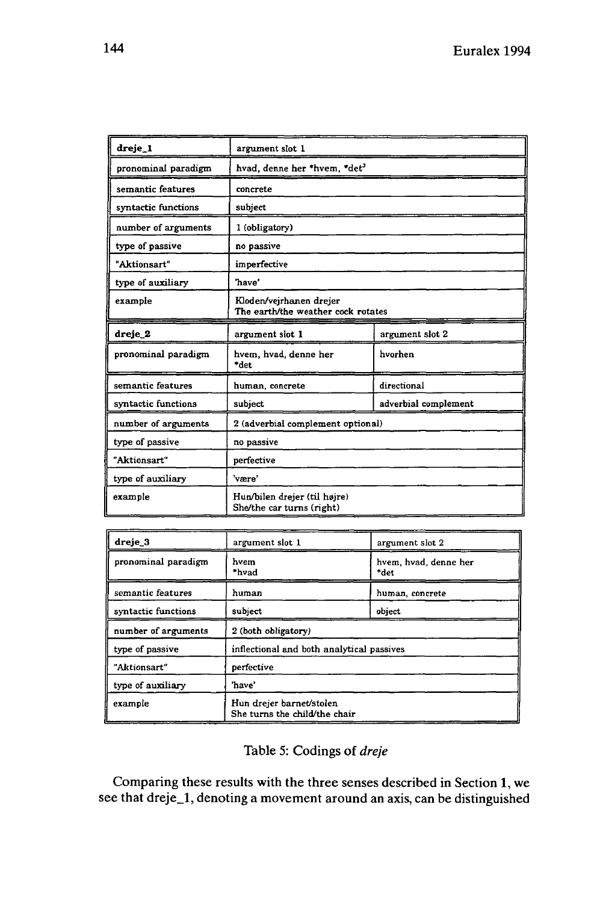| **dreje_1** | argument slot 1 |
|---|---|
| pronominal paradigm | hvad, denne her *hvem, *det[3] |
| semantic features | concrete |
| syntactic functions | subject |
| number of arguments | 1 (obligatory) |
| type of passive | no passive |
| "Aktionsart" | imperfective |
| type of auxiliary | 'have' |
| example | Kloden/vejrhanen drejer<br>The earth/the weather cock rotates |

| **dreje_2** | argument slot 1 | argument slot 2 |
|---|---|---|
| pronominal paradigm | hvem, hvad, denne her<br>*det | hvorhen |
| semantic features | human, concrete | directional |
| syntactic functions | subject | adverbial complement |
| number of arguments | 2 (adverbial complement optional) | |
| type of passive | no passive | |
| "Aktionsart" | perfective | |
| type of auxiliary | 'være' | |
| example | Hun/bilen drejer (til højre)<br>She/the car turns (right) | |

| dreje_3 | argument slot 1 | argument slot 2 |
|---|---|---|
| pronominal paradigm | hvem<br>*hvad | hvem, hvad, denne her<br>*det |
| semantic features | human | human, concrete |
| syntactic functions | subject | object |
| number of arguments | 2 (both obligatory) | |
| type of passive | inflectional and both analytical passives | |
| "Aktionsart" | perfective | |
| type of auxiliary | 'have' | |
| example | Hun drejer barnet/stolen<br>She turns the child/the chair | |

Table 5: Codings of *dreje*

Comparing these results with the three senses described in Section 1, we see that dreje_1, denoting a movement around an axis, can be distinguished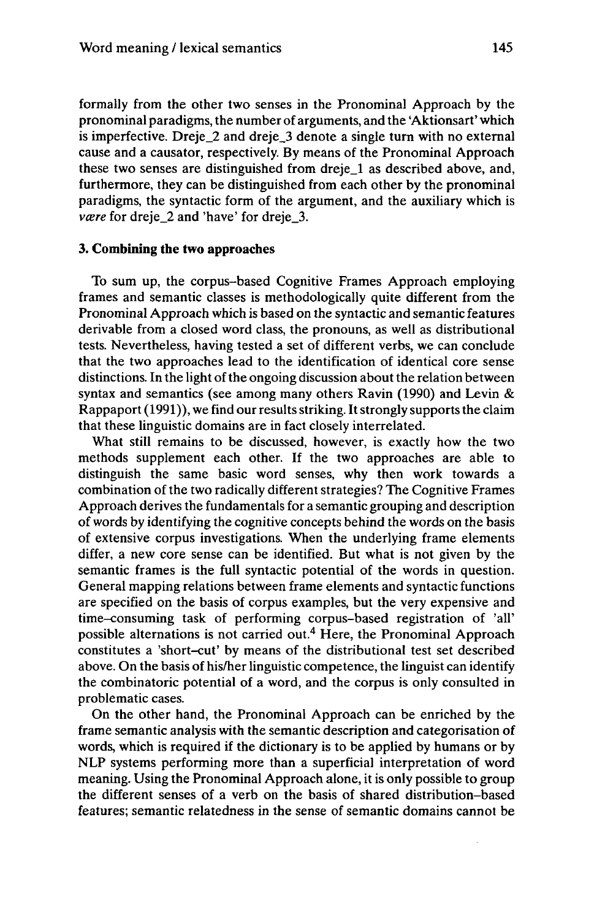formally from the other two senses in the Pronominal Approach by the pronominal paradigms, the number of arguments, and the 'Aktionsart' which is imperfective. Dreje_2 and dreje_3 denote a single turn with no external cause and a causator, respectively. By means of the Pronominal Approach these two senses are distinguished from dreje_1 as described above, and, furthermore, they can be distinguished from each other by the pronominal paradigms, the syntactic form of the argument, and the auxiliary which is *være* for dreje_2 and 'have' for dreje_3.

### 3. Combining the two approaches

To sum up, the corpus-based Cognitive Frames Approach employing frames and semantic classes is methodologically quite different from the Pronominal Approach which is based on the syntactic and semantic features derivable from a closed word class, the pronouns, as well as distributional tests. Nevertheless, having tested a set of different verbs, we can conclude that the two approaches lead to the identification of identical core sense distinctions. In the light of the ongoing discussion about the relation between syntax and semantics (see among many others Ravin (1990) and Levin & Rappaport (1991)), we find our results striking. It strongly supports the claim that these linguistic domains are in fact closely interrelated.

What still remains to be discussed, however, is exactly how the two methods supplement each other. If the two approaches are able to distinguish the same basic word senses, why then work towards a combination of the two radically different strategies? The Cognitive Frames Approach derives the fundamentals for a semantic grouping and description of words by identifying the cognitive concepts behind the words on the basis of extensive corpus investigations. When the underlying frame elements differ, a new core sense can be identified. But what is not given by the semantic frames is the full syntactic potential of the words in question. General mapping relations between frame elements and syntactic functions are specified on the basis of corpus examples, but the very expensive and time-consuming task of performing corpus-based registration of 'all' possible alternations is not carried out.[4] Here, the Pronominal Approach constitutes a 'short-cut' by means of the distributional test set described above. On the basis of his/her linguistic competence, the linguist can identify the combinatoric potential of a word, and the corpus is only consulted in problematic cases.

On the other hand, the Pronominal Approach can be enriched by the frame semantic analysis with the semantic description and categorisation of words, which is required if the dictionary is to be applied by humans or by NLP systems performing more than a superficial interpretation of word meaning. Using the Pronominal Approach alone, it is only possible to group the different senses of a verb on the basis of shared distribution-based features; semantic relatedness in the sense of semantic domains cannot be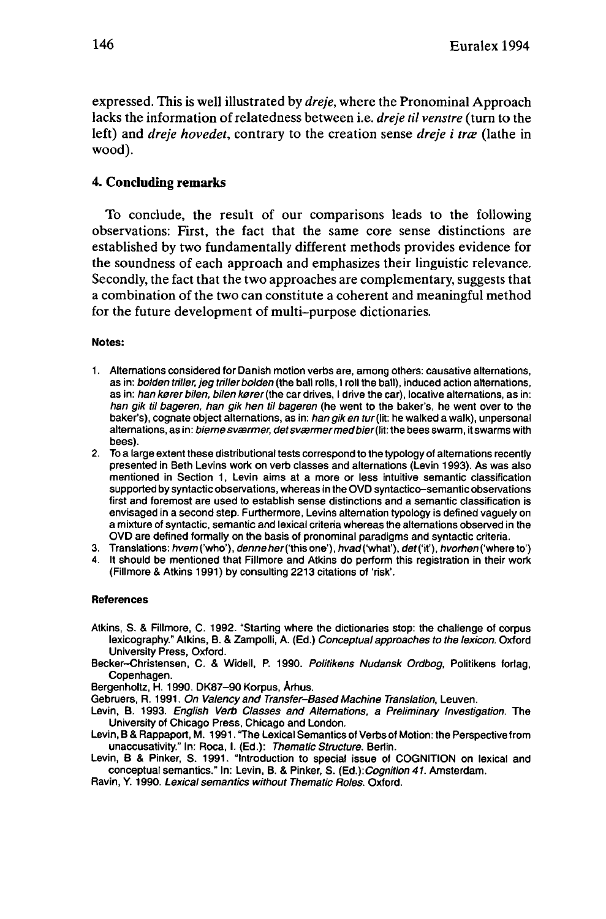expressed. This is well illustrated by *dreje*, where the Pronominal Approach lacks the information of relatedness between i.e. *dreje til venstre* (turn to the left) and *dreje hovedet*, contrary to the creation sense *dreje i træ* (lathe in wood).

## 4. Concluding remarks

To conclude, the result of our comparisons leads to the following observations: First, the fact that the same core sense distinctions are established by two fundamentally different methods provides evidence for the soundness of each approach and emphasizes their linguistic relevance. Secondly, the fact that the two approaches are complementary, suggests that a combination of the two can constitute a coherent and meaningful method for the future development of multi-purpose dictionaries.

### Notes:

1. Alternations considered for Danish motion verbs are, among others: causative alternations, as in: *bolden triller, jeg triller bolden* (the ball rolls, I roll the ball), induced action alternations, as in: *han kører bilen, bilen kører* (the car drives, I drive the car), locative alternations, as in: *han gik til bageren, han gik hen til bageren* (he went to the baker's, he went over to the baker's), cognate object alternations, as in: *han gik en tur* (lit: he walked a walk), unpersonal alternations, as in: *bierne sværmer, det sværmer med bier* (lit: the bees swarm, it swarms with bees).
2. To a large extent these distributional tests correspond to the typology of alternations recently presented in Beth Levins work on verb classes and alternations (Levin 1993). As was also mentioned in Section 1, Levin aims at a more or less intuitive semantic classification supported by syntactic observations, whereas in the OVD syntactico-semantic observations first and foremost are used to establish sense distinctions and a semantic classification is envisaged in a second step. Furthermore, Levins alternation typology is defined vaguely on a mixture of syntactic, semantic and lexical criteria whereas the alternations observed in the OVD are defined formally on the basis of pronominal paradigms and syntactic criteria.
3. Translations: *hvem* ('who'), *denne her* ('this one'), *hvad* ('what'), *det* ('it'), *hvorhen* ('where to')
4. It should be mentioned that Fillmore and Atkins do perform this registration in their work (Fillmore & Atkins 1991) by consulting 2213 citations of 'risk'.

### References

Atkins, S. & Fillmore, C. 1992. "Starting where the dictionaries stop: the challenge of corpus lexicography." Atkins, B. & Zampolli, A. (Ed.) *Conceptual approaches to the lexicon*. Oxford University Press, Oxford.

Becker-Christensen, C. & Widell, P. 1990. *Politikens Nudansk Ordbog*, Politikens forlag, Copenhagen.

Bergenholtz, H. 1990. DK87-90 Korpus, Århus.

Gebruers, R. 1991. *On Valency and Transfer-Based Machine Translation*, Leuven.

Levin, B. 1993. *English Verb Classes and Alternations, a Preliminary Investigation*. The University of Chicago Press, Chicago and London.

Levin, B & Rappaport, M. 1991. "The Lexical Semantics of Verbs of Motion: the Perspective from unaccusativity." In: Roca, I. (Ed.): *Thematic Structure*. Berlin.

Levin, B & Pinker, S. 1991. "Introduction to special issue of COGNITION on lexical and conceptual semantics." In: Levin, B. & Pinker, S. (Ed.): *Cognition 41*. Amsterdam.

Ravin, Y. 1990. *Lexical semantics without Thematic Roles*. Oxford.